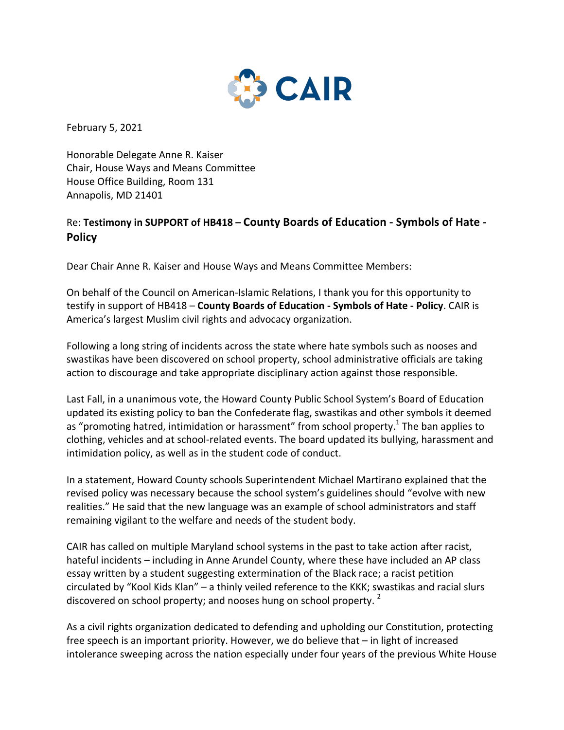CAIR

February 5, 2021

Honorable Delegate Anne R. Kaiser
Chair, House Ways and Means Committee
House Office Building, Room 131
Annapolis, MD 21401

Re: **Testimony in SUPPORT of HB418 – County Boards of Education - Symbols of Hate - Policy**

Dear Chair Anne R. Kaiser and House Ways and Means Committee Members:

On behalf of the Council on American-Islamic Relations, I thank you for this opportunity to testify in support of HB418 – **County Boards of Education - Symbols of Hate - Policy**. CAIR is America's largest Muslim civil rights and advocacy organization.

Following a long string of incidents across the state where hate symbols such as nooses and swastikas have been discovered on school property, school administrative officials are taking action to discourage and take appropriate disciplinary action against those responsible.

Last Fall, in a unanimous vote, the Howard County Public School System's Board of Education updated its existing policy to ban the Confederate flag, swastikas and other symbols it deemed as "promoting hatred, intimidation or harassment" from school property.[1] The ban applies to clothing, vehicles and at school-related events. The board updated its bullying, harassment and intimidation policy, as well as in the student code of conduct.

In a statement, Howard County schools Superintendent Michael Martirano explained that the revised policy was necessary because the school system's guidelines should "evolve with new realities." He said that the new language was an example of school administrators and staff remaining vigilant to the welfare and needs of the student body.

CAIR has called on multiple Maryland school systems in the past to take action after racist, hateful incidents – including in Anne Arundel County, where these have included an AP class essay written by a student suggesting extermination of the Black race; a racist petition circulated by "Kool Kids Klan" – a thinly veiled reference to the KKK; swastikas and racial slurs discovered on school property; and nooses hung on school property. [2]

As a civil rights organization dedicated to defending and upholding our Constitution, protecting free speech is an important priority. However, we do believe that – in light of increased intolerance sweeping across the nation especially under four years of the previous White House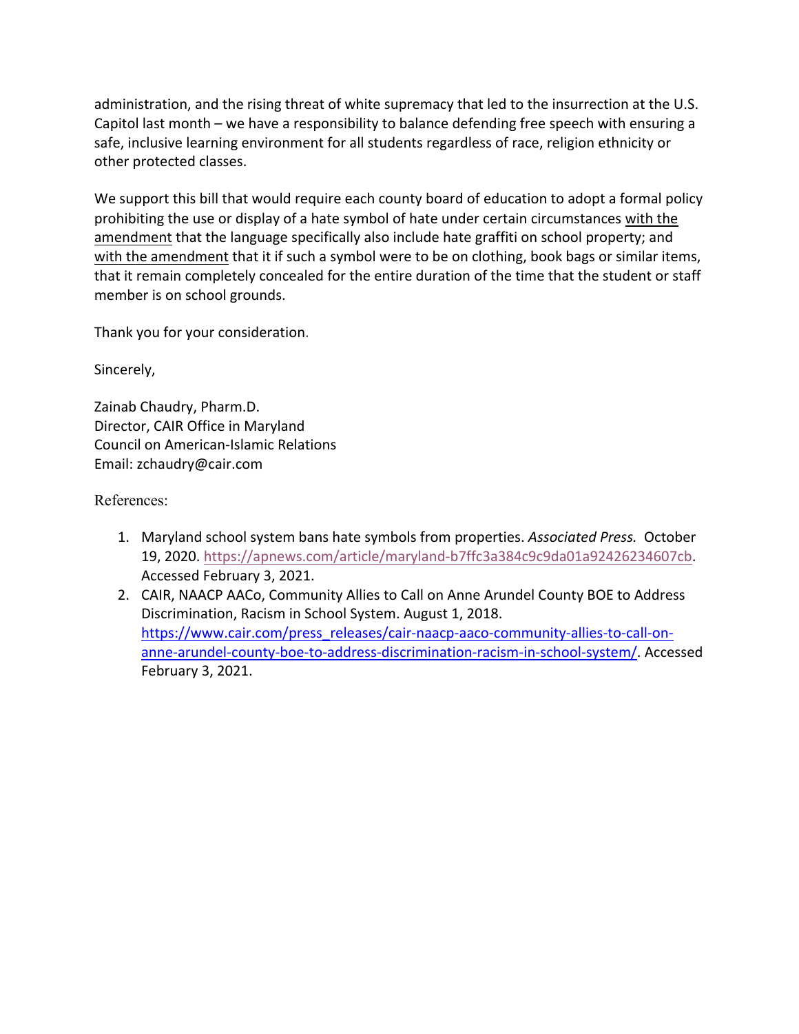administration, and the rising threat of white supremacy that led to the insurrection at the U.S. Capitol last month – we have a responsibility to balance defending free speech with ensuring a safe, inclusive learning environment for all students regardless of race, religion ethnicity or other protected classes.

We support this bill that would require each county board of education to adopt a formal policy prohibiting the use or display of a hate symbol of hate under certain circumstances <u>with the amendment</u> that the language specifically also include hate graffiti on school property; and <u>with the amendment</u> that it if such a symbol were to be on clothing, book bags or similar items, that it remain completely concealed for the entire duration of the time that the student or staff member is on school grounds.

Thank you for your consideration.

Sincerely,

Zainab Chaudry, Pharm.D.
Director, CAIR Office in Maryland
Council on American-Islamic Relations
Email: zchaudry@cair.com

References:

1. Maryland school system bans hate symbols from properties. *Associated Press.* October 19, 2020. https://apnews.com/article/maryland-b7ffc3a384c9c9da01a92426234607cb. Accessed February 3, 2021.
2. CAIR, NAACP AACo, Community Allies to Call on Anne Arundel County BOE to Address Discrimination, Racism in School System. August 1, 2018. https://www.cair.com/press_releases/cair-naacp-aaco-community-allies-to-call-on-anne-arundel-county-boe-to-address-discrimination-racism-in-school-system/. Accessed February 3, 2021.